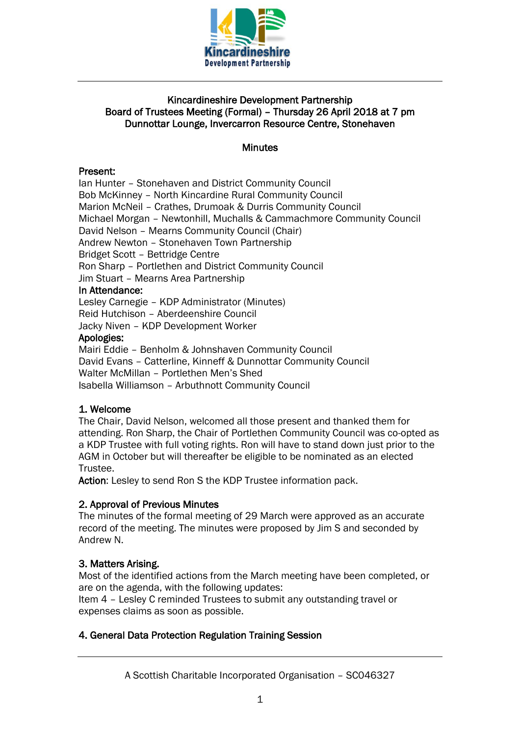Kincardineshire Development Partnership

# Kincardineshire Development Partnership
## Board of Trustees Meeting (Formal) – Thursday 26 April 2018 at 7 pm
## Dunnottar Lounge, Invercarron Resource Centre, Stonehaven

## Minutes

**Present:**
Ian Hunter – Stonehaven and District Community Council
Bob McKinney – North Kincardine Rural Community Council
Marion McNeil – Crathes, Drumoak & Durris Community Council
Michael Morgan – Newtonhill, Muchalls & Cammachmore Community Council
David Nelson – Mearns Community Council (Chair)
Andrew Newton – Stonehaven Town Partnership
Bridget Scott – Bettridge Centre
Ron Sharp – Portlethen and District Community Council
Jim Stuart – Mearns Area Partnership

**In Attendance:**
Lesley Carnegie – KDP Administrator (Minutes)
Reid Hutchison – Aberdeenshire Council
Jacky Niven – KDP Development Worker

**Apologies:**
Mairi Eddie – Benholm & Johnshaven Community Council
David Evans – Catterline, Kinneff & Dunnottar Community Council
Walter McMillan – Portlethen Men's Shed
Isabella Williamson – Arbuthnott Community Council

### 1. Welcome

The Chair, David Nelson, welcomed all those present and thanked them for attending. Ron Sharp, the Chair of Portlethen Community Council was co-opted as a KDP Trustee with full voting rights. Ron will have to stand down just prior to the AGM in October but will thereafter be eligible to be nominated as an elected Trustee.

**Action**: Lesley to send Ron S the KDP Trustee information pack.

### 2. Approval of Previous Minutes

The minutes of the formal meeting of 29 March were approved as an accurate record of the meeting. The minutes were proposed by Jim S and seconded by Andrew N.

### 3. Matters Arising.

Most of the identified actions from the March meeting have been completed, or are on the agenda, with the following updates:
Item 4 – Lesley C reminded Trustees to submit any outstanding travel or expenses claims as soon as possible.

### 4. General Data Protection Regulation Training Session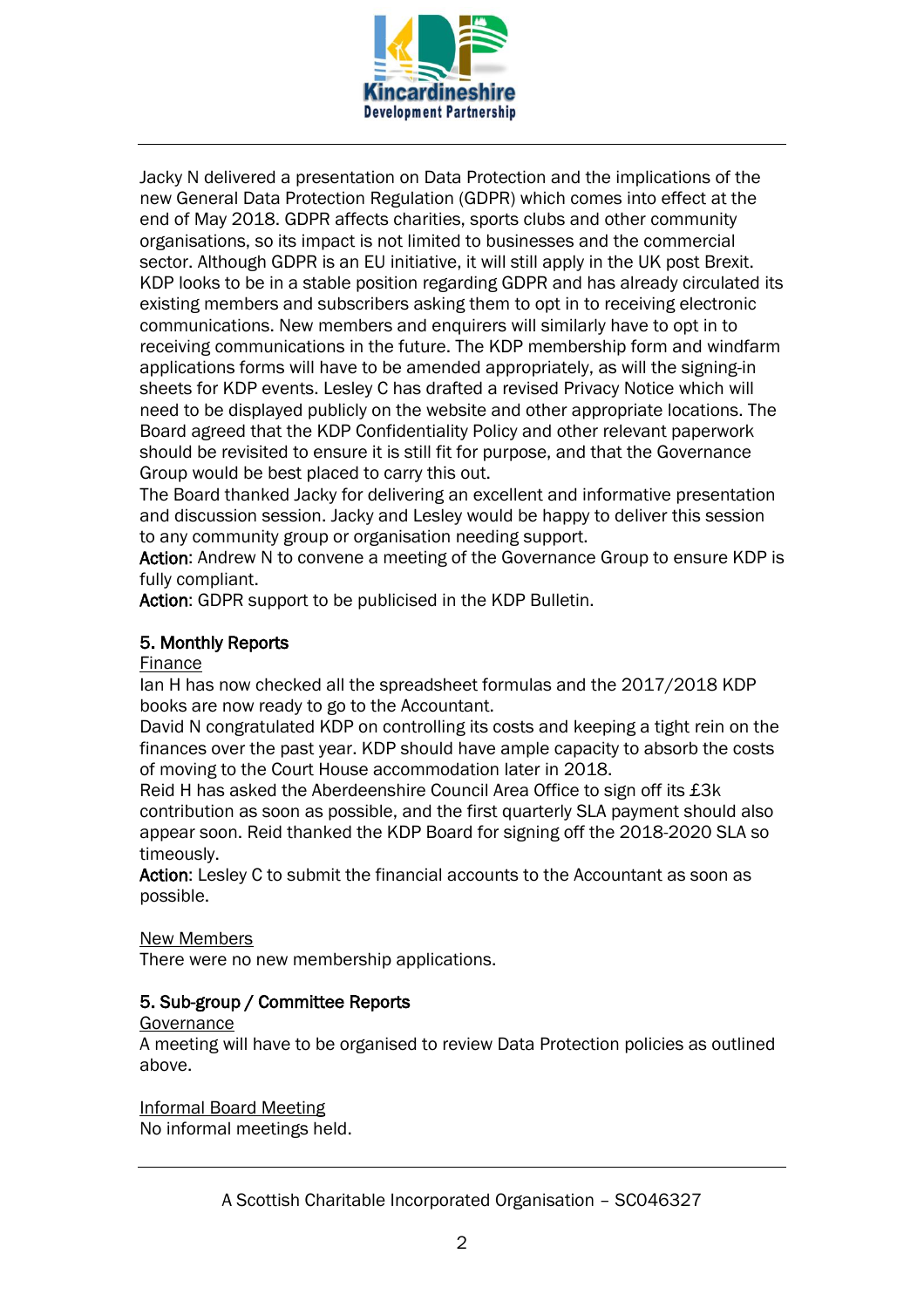Jacky N delivered a presentation on Data Protection and the implications of the new General Data Protection Regulation (GDPR) which comes into effect at the end of May 2018. GDPR affects charities, sports clubs and other community organisations, so its impact is not limited to businesses and the commercial sector. Although GDPR is an EU initiative, it will still apply in the UK post Brexit. KDP looks to be in a stable position regarding GDPR and has already circulated its existing members and subscribers asking them to opt in to receiving electronic communications. New members and enquirers will similarly have to opt in to receiving communications in the future. The KDP membership form and windfarm applications forms will have to be amended appropriately, as will the signing-in sheets for KDP events. Lesley C has drafted a revised Privacy Notice which will need to be displayed publicly on the website and other appropriate locations. The Board agreed that the KDP Confidentiality Policy and other relevant paperwork should be revisited to ensure it is still fit for purpose, and that the Governance Group would be best placed to carry this out.
The Board thanked Jacky for delivering an excellent and informative presentation and discussion session. Jacky and Lesley would be happy to deliver this session to any community group or organisation needing support.
**Action**: Andrew N to convene a meeting of the Governance Group to ensure KDP is fully compliant.
**Action**: GDPR support to be publicised in the KDP Bulletin.

**5. Monthly Reports**

Finance

Ian H has now checked all the spreadsheet formulas and the 2017/2018 KDP books are now ready to go to the Accountant.
David N congratulated KDP on controlling its costs and keeping a tight rein on the finances over the past year. KDP should have ample capacity to absorb the costs of moving to the Court House accommodation later in 2018.
Reid H has asked the Aberdeenshire Council Area Office to sign off its £3k contribution as soon as possible, and the first quarterly SLA payment should also appear soon. Reid thanked the KDP Board for signing off the 2018-2020 SLA so timeously.
**Action**: Lesley C to submit the financial accounts to the Accountant as soon as possible.

New Members

There were no new membership applications.

**5. Sub-group / Committee Reports**

Governance

A meeting will have to be organised to review Data Protection policies as outlined above.

Informal Board Meeting

No informal meetings held.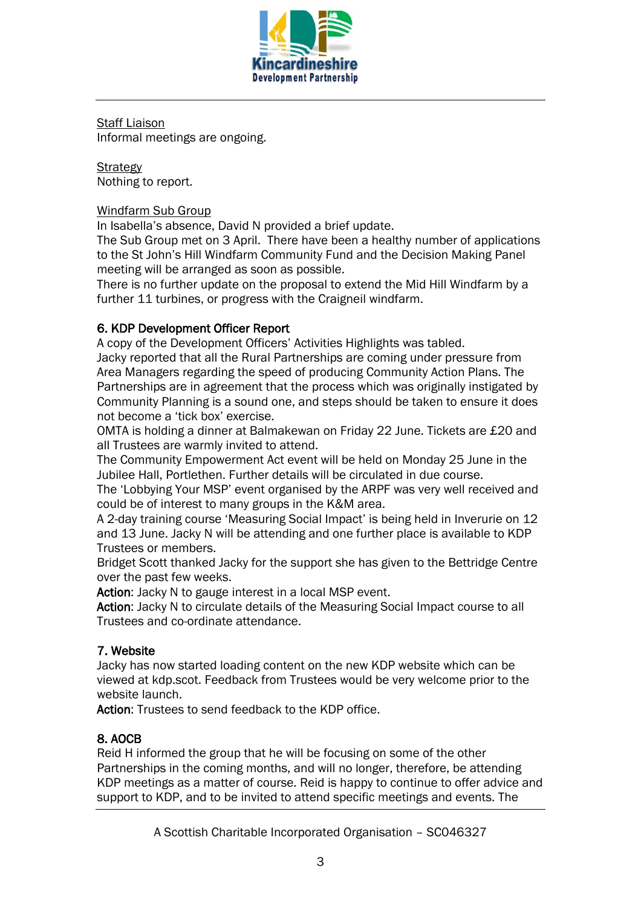Staff Liaison
Informal meetings are ongoing.

Strategy
Nothing to report.

Windfarm Sub Group
In Isabella's absence, David N provided a brief update.
The Sub Group met on 3 April. There have been a healthy number of applications to the St John's Hill Windfarm Community Fund and the Decision Making Panel meeting will be arranged as soon as possible.
There is no further update on the proposal to extend the Mid Hill Windfarm by a further 11 turbines, or progress with the Craigneil windfarm.

### 6. KDP Development Officer Report

A copy of the Development Officers' Activities Highlights was tabled.
Jacky reported that all the Rural Partnerships are coming under pressure from Area Managers regarding the speed of producing Community Action Plans. The Partnerships are in agreement that the process which was originally instigated by Community Planning is a sound one, and steps should be taken to ensure it does not become a 'tick box' exercise.
OMTA is holding a dinner at Balmakewan on Friday 22 June. Tickets are £20 and all Trustees are warmly invited to attend.
The Community Empowerment Act event will be held on Monday 25 June in the Jubilee Hall, Portlethen. Further details will be circulated in due course.
The 'Lobbying Your MSP' event organised by the ARPF was very well received and could be of interest to many groups in the K&M area.
A 2-day training course 'Measuring Social Impact' is being held in Inverurie on 12 and 13 June. Jacky N will be attending and one further place is available to KDP Trustees or members.
Bridget Scott thanked Jacky for the support she has given to the Bettridge Centre over the past few weeks.
**Action**: Jacky N to gauge interest in a local MSP event.
**Action**: Jacky N to circulate details of the Measuring Social Impact course to all Trustees and co-ordinate attendance.

### 7. Website

Jacky has now started loading content on the new KDP website which can be viewed at kdp.scot. Feedback from Trustees would be very welcome prior to the website launch.
**Action**: Trustees to send feedback to the KDP office.

### 8. AOCB

Reid H informed the group that he will be focusing on some of the other Partnerships in the coming months, and will no longer, therefore, be attending KDP meetings as a matter of course. Reid is happy to continue to offer advice and support to KDP, and to be invited to attend specific meetings and events. The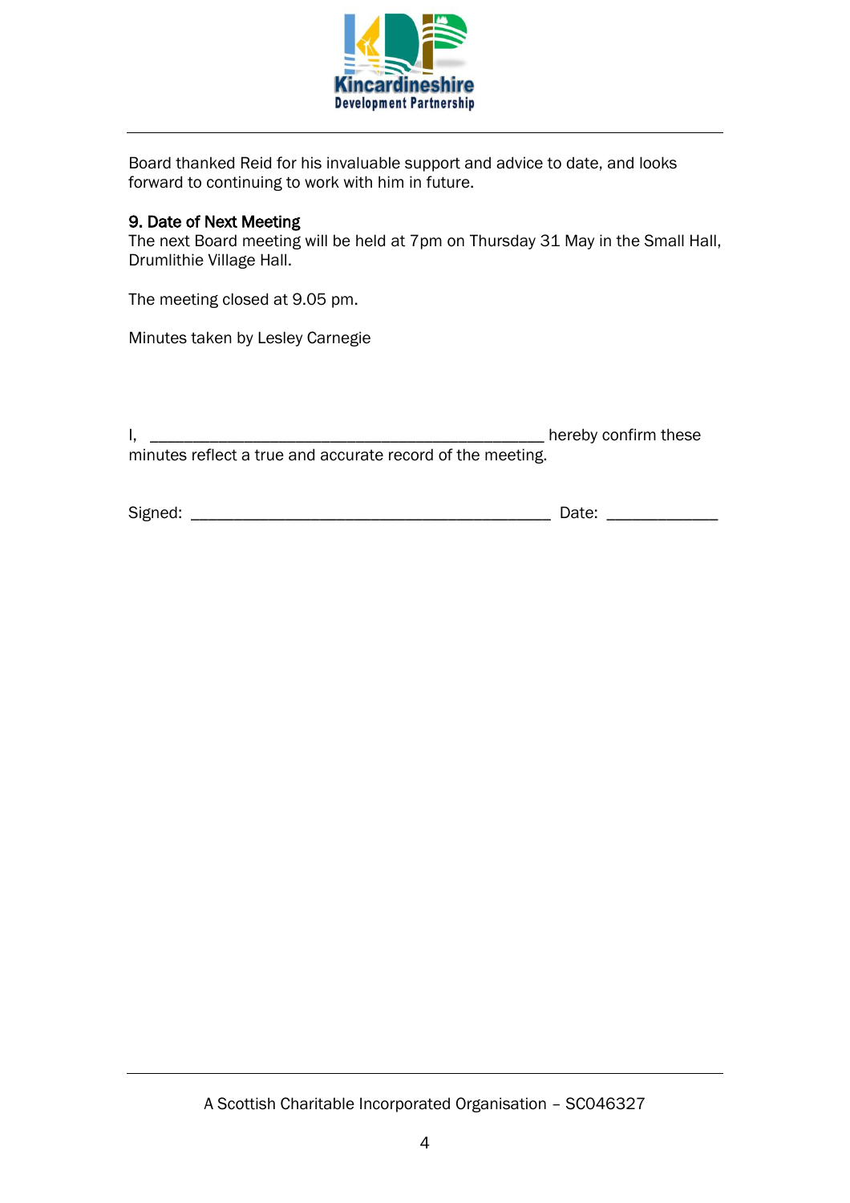Board thanked Reid for his invaluable support and advice to date, and looks forward to continuing to work with him in future.

**9. Date of Next Meeting**

The next Board meeting will be held at 7pm on Thursday 31 May in the Small Hall, Drumlithie Village Hall.

The meeting closed at 9.05 pm.

Minutes taken by Lesley Carnegie

I, _______________________________________________ hereby confirm these minutes reflect a true and accurate record of the meeting.

Signed: ___________________________________________ Date: _____________

A Scottish Charitable Incorporated Organisation – SC046327